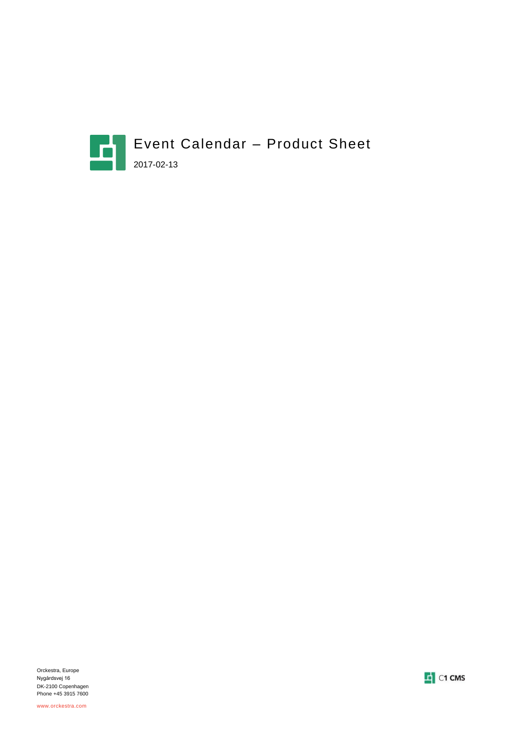# Event Calendar – Product Sheet

2017-02-13

Orckestra, Europe
Nygårdsvej 16
DK-2100 Copenhagen
Phone +45 3915 7600

www.orckestra.com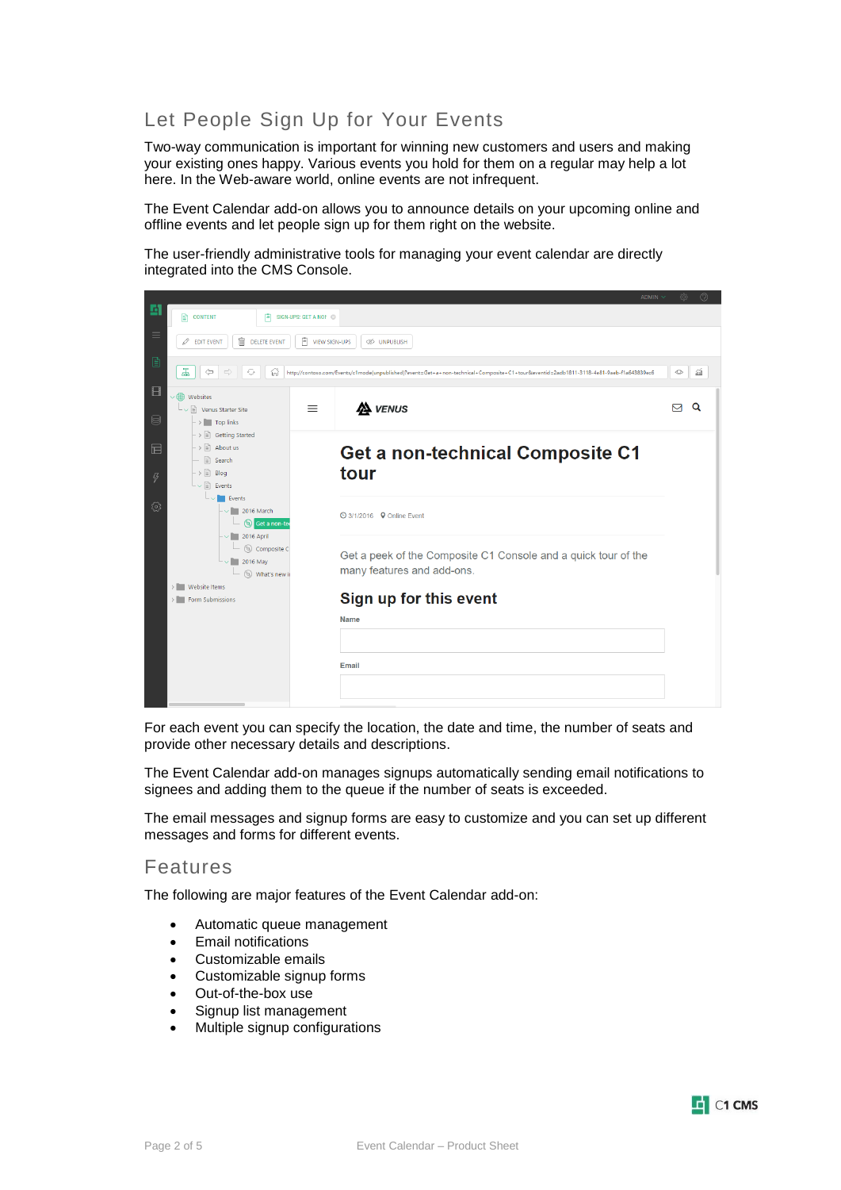## Let People Sign Up for Your Events

Two-way communication is important for winning new customers and users and making your existing ones happy. Various events you hold for them on a regular may help a lot here. In the Web-aware world, online events are not infrequent.

The Event Calendar add-on allows you to announce details on your upcoming online and offline events and let people sign up for them right on the website.

The user-friendly administrative tools for managing your event calendar are directly integrated into the CMS Console.

For each event you can specify the location, the date and time, the number of seats and provide other necessary details and descriptions.

The Event Calendar add-on manages signups automatically sending email notifications to signees and adding them to the queue if the number of seats is exceeded.

The email messages and signup forms are easy to customize and you can set up different messages and forms for different events.

## Features

The following are major features of the Event Calendar add-on:

- Automatic queue management
- Email notifications
- Customizable emails
- Customizable signup forms
- Out-of-the-box use
- Signup list management
- Multiple signup configurations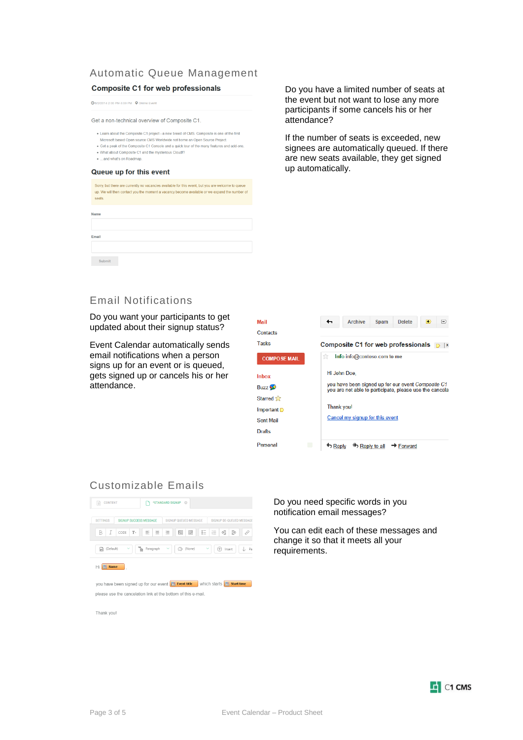## Automatic Queue Management

Do you have a limited number of seats at the event but not want to lose any more participants if some cancels his or her attendance?

If the number of seats is exceeded, new signees are automatically queued. If there are new seats available, they get signed up automatically.

## Email Notifications

Do you want your participants to get updated about their signup status?

Event Calendar automatically sends email notifications when a person signs up for an event or is queued, gets signed up or cancels his or her attendance.

## Customizable Emails

Do you need specific words in you notification email messages?

You can edit each of these messages and change it so that it meets all your requirements.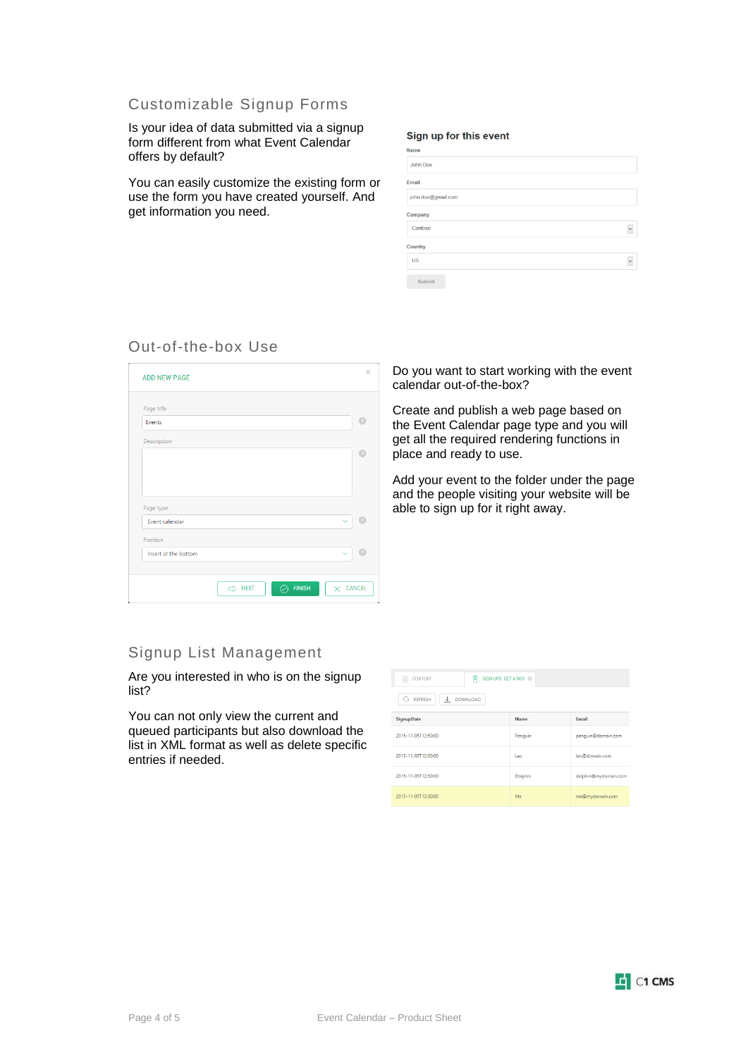## Customizable Signup Forms

Is your idea of data submitted via a signup form different from what Event Calendar offers by default?

You can easily customize the existing form or use the form you have created yourself. And get information you need.

## Out-of-the-box Use

Do you want to start working with the event calendar out-of-the-box?

Create and publish a web page based on the Event Calendar page type and you will get all the required rendering functions in place and ready to use.

Add your event to the folder under the page and the people visiting your website will be able to sign up for it right away.

## Signup List Management

Are you interested in who is on the signup list?

You can not only view the current and queued participants but also download the list in XML format as well as delete specific entries if needed.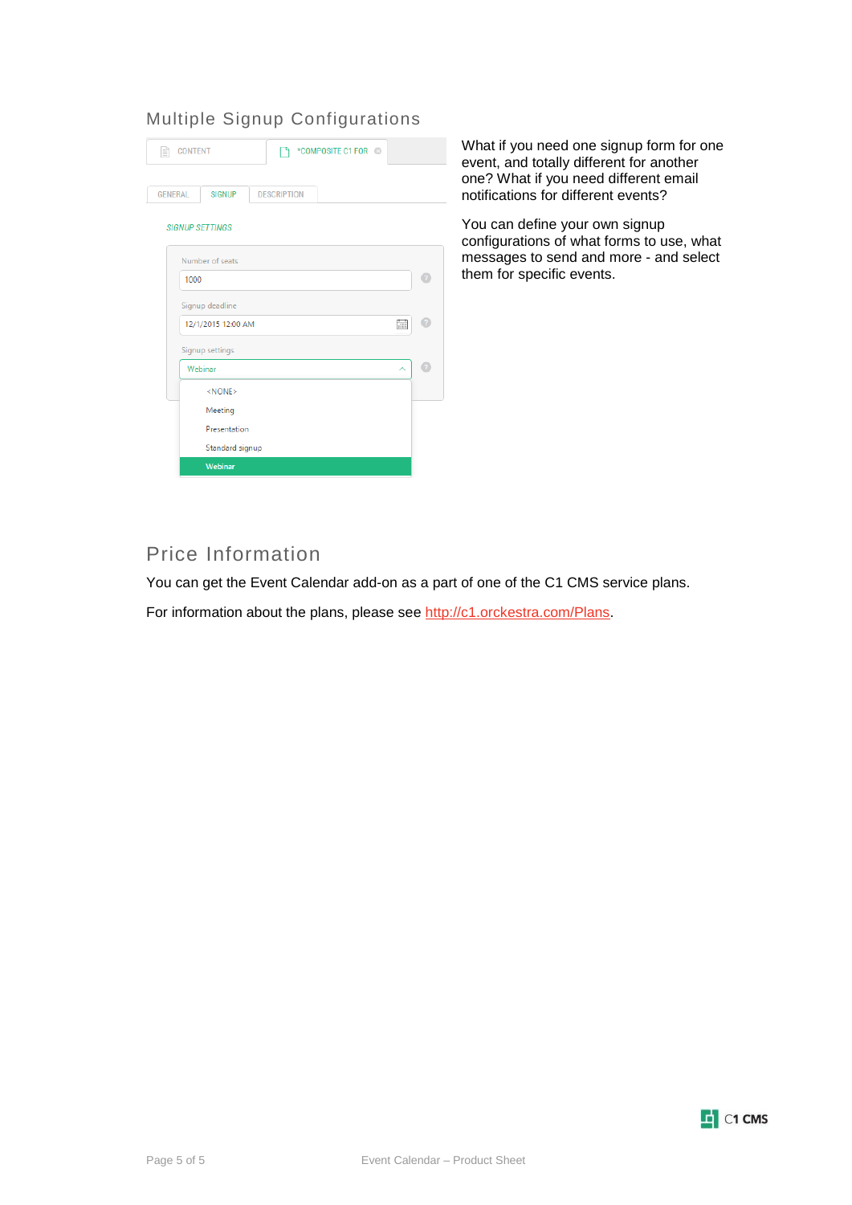## Multiple Signup Configurations

What if you need one signup form for one event, and totally different for another one? What if you need different email notifications for different events?

You can define your own signup configurations of what forms to use, what messages to send and more - and select them for specific events.

## Price Information

You can get the Event Calendar add-on as a part of one of the C1 CMS service plans.

For information about the plans, please see http://c1.orckestra.com/Plans.